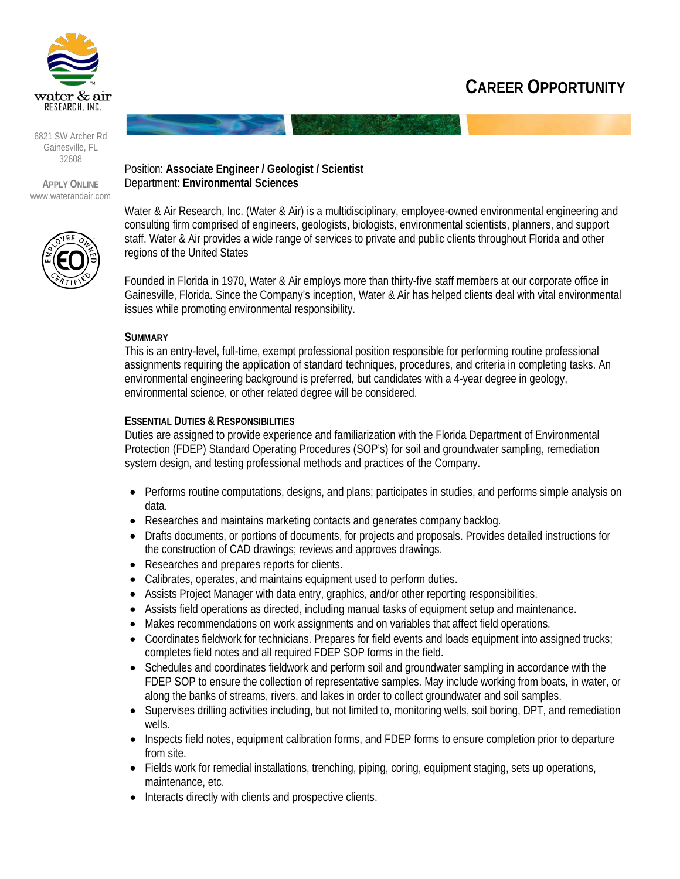water & air RESEARCH, INC.

6821 SW Archer Rd
Gainesville, FL
32608

APPLY ONLINE
www.waterandair.com

# CAREER OPPORTUNITY

Position: **Associate Engineer / Geologist / Scientist**
Department: **Environmental Sciences**

Water & Air Research, Inc. (Water & Air) is a multidisciplinary, employee-owned environmental engineering and consulting firm comprised of engineers, geologists, biologists, environmental scientists, planners, and support staff. Water & Air provides a wide range of services to private and public clients throughout Florida and other regions of the United States

Founded in Florida in 1970, Water & Air employs more than thirty-five staff members at our corporate office in Gainesville, Florida. Since the Company's inception, Water & Air has helped clients deal with vital environmental issues while promoting environmental responsibility.

## SUMMARY

This is an entry-level, full-time, exempt professional position responsible for performing routine professional assignments requiring the application of standard techniques, procedures, and criteria in completing tasks. An environmental engineering background is preferred, but candidates with a 4-year degree in geology, environmental science, or other related degree will be considered.

## ESSENTIAL DUTIES & RESPONSIBILITIES

Duties are assigned to provide experience and familiarization with the Florida Department of Environmental Protection (FDEP) Standard Operating Procedures (SOP's) for soil and groundwater sampling, remediation system design, and testing professional methods and practices of the Company.

- Performs routine computations, designs, and plans; participates in studies, and performs simple analysis on data.
- Researches and maintains marketing contacts and generates company backlog.
- Drafts documents, or portions of documents, for projects and proposals. Provides detailed instructions for the construction of CAD drawings; reviews and approves drawings.
- Researches and prepares reports for clients.
- Calibrates, operates, and maintains equipment used to perform duties.
- Assists Project Manager with data entry, graphics, and/or other reporting responsibilities.
- Assists field operations as directed, including manual tasks of equipment setup and maintenance.
- Makes recommendations on work assignments and on variables that affect field operations.
- Coordinates fieldwork for technicians. Prepares for field events and loads equipment into assigned trucks; completes field notes and all required FDEP SOP forms in the field.
- Schedules and coordinates fieldwork and perform soil and groundwater sampling in accordance with the FDEP SOP to ensure the collection of representative samples. May include working from boats, in water, or along the banks of streams, rivers, and lakes in order to collect groundwater and soil samples.
- Supervises drilling activities including, but not limited to, monitoring wells, soil boring, DPT, and remediation wells.
- Inspects field notes, equipment calibration forms, and FDEP forms to ensure completion prior to departure from site.
- Fields work for remedial installations, trenching, piping, coring, equipment staging, sets up operations, maintenance, etc.
- Interacts directly with clients and prospective clients.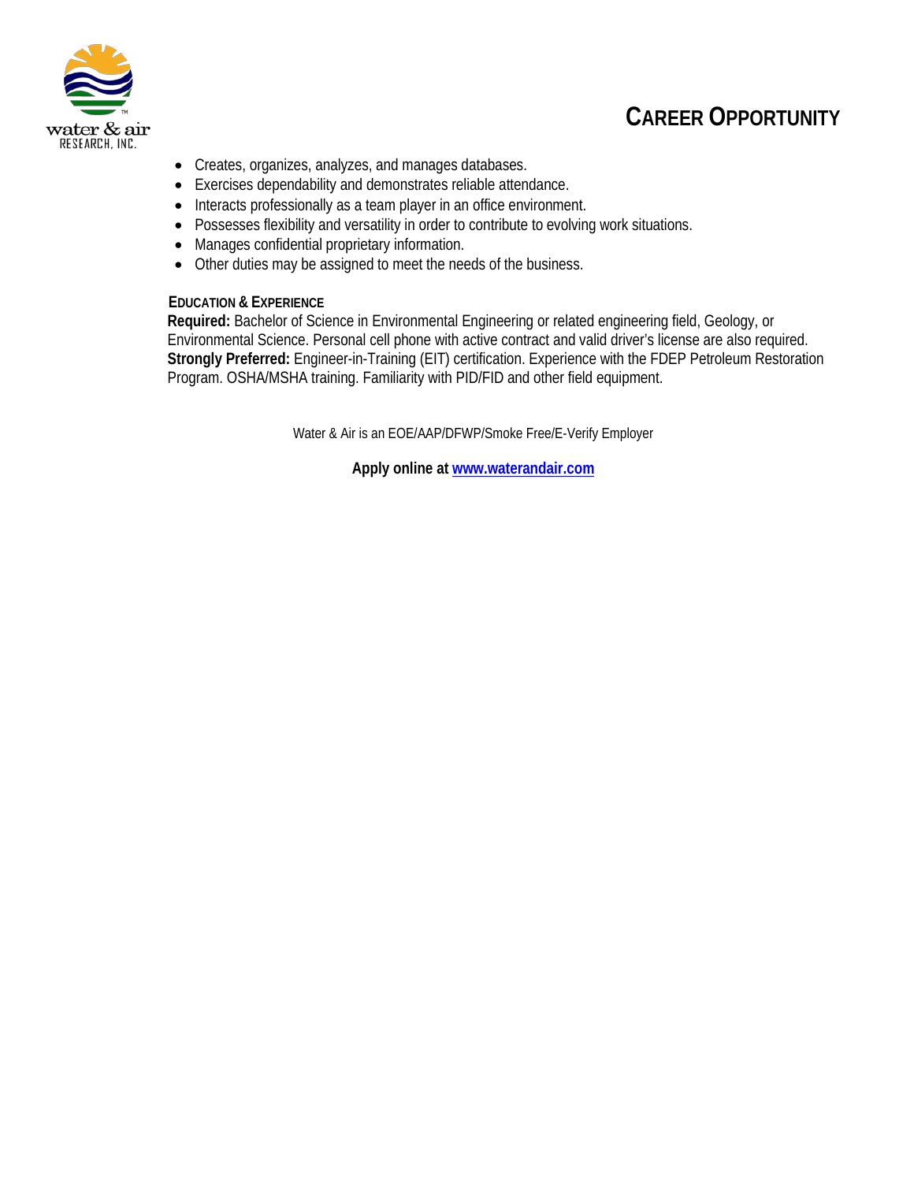# CAREER OPPORTUNITY

- Creates, organizes, analyzes, and manages databases.
- Exercises dependability and demonstrates reliable attendance.
- Interacts professionally as a team player in an office environment.
- Possesses flexibility and versatility in order to contribute to evolving work situations.
- Manages confidential proprietary information.
- Other duties may be assigned to meet the needs of the business.

## EDUCATION & EXPERIENCE

**Required:** Bachelor of Science in Environmental Engineering or related engineering field, Geology, or Environmental Science. Personal cell phone with active contract and valid driver's license are also required.
**Strongly Preferred:** Engineer-in-Training (EIT) certification. Experience with the FDEP Petroleum Restoration Program. OSHA/MSHA training. Familiarity with PID/FID and other field equipment.

Water & Air is an EOE/AAP/DFWP/Smoke Free/E-Verify Employer

**Apply online at [www.waterandair.com](http://www.waterandair.com)**